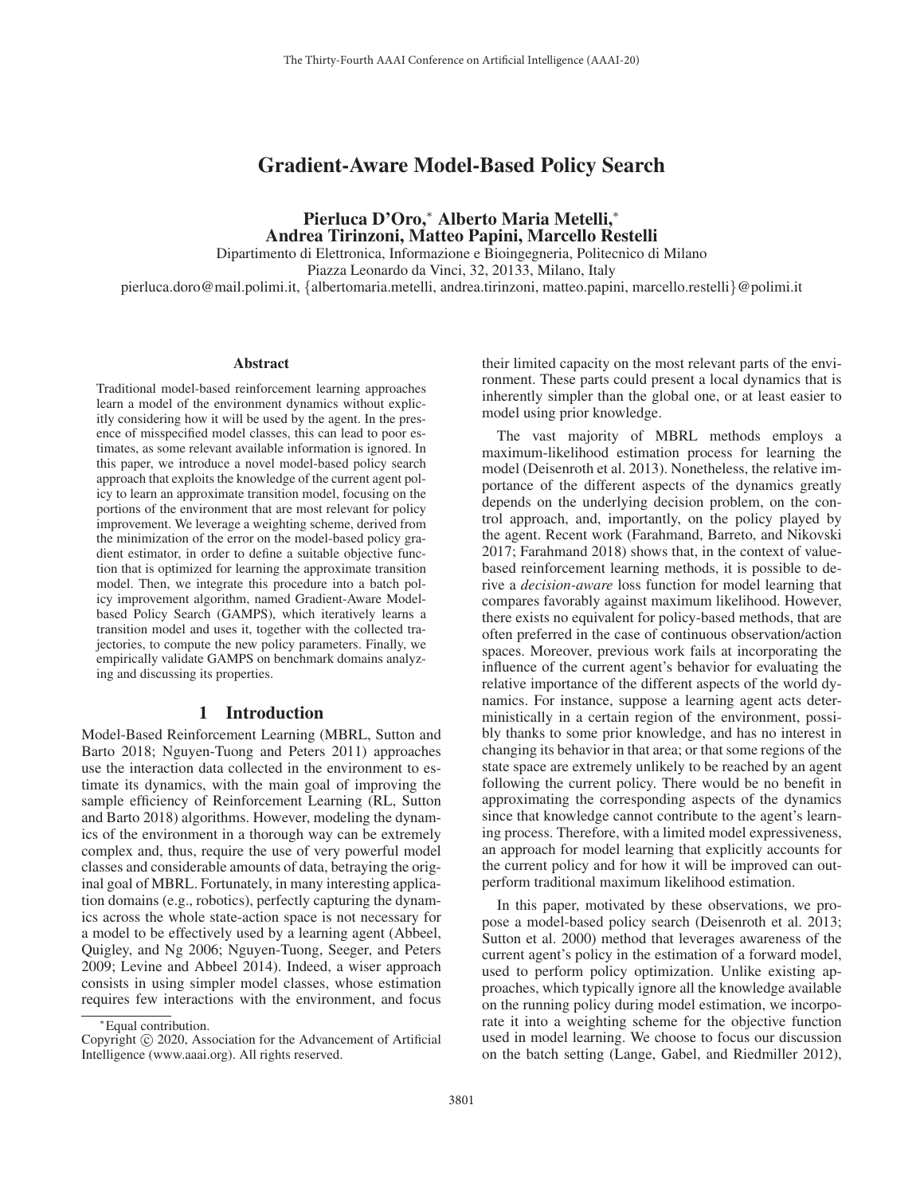# Gradient-Aware Model-Based Policy Search

**Pierluca D'Oro,[*] Alberto Maria Metelli,[*] Andrea Tirinzoni, Matteo Papini, Marcello Restelli**

Dipartimento di Elettronica, Informazione e Bioingegneria, Politecnico di Milano
Piazza Leonardo da Vinci, 32, 20133, Milano, Italy
pierluca.doro@mail.polimi.it, {albertomaria.metelli, andrea.tirinzoni, matteo.papini, marcello.restelli}@polimi.it

## Abstract

Traditional model-based reinforcement learning approaches learn a model of the environment dynamics without explicitly considering how it will be used by the agent. In the presence of misspecified model classes, this can lead to poor estimates, as some relevant available information is ignored. In this paper, we introduce a novel model-based policy search approach that exploits the knowledge of the current agent policy to learn an approximate transition model, focusing on the portions of the environment that are most relevant for policy improvement. We leverage a weighting scheme, derived from the minimization of the error on the model-based policy gradient estimator, in order to define a suitable objective function that is optimized for learning the approximate transition model. Then, we integrate this procedure into a batch policy improvement algorithm, named Gradient-Aware Model-based Policy Search (GAMPS), which iteratively learns a transition model and uses it, together with the collected trajectories, to compute the new policy parameters. Finally, we empirically validate GAMPS on benchmark domains analyzing and discussing its properties.

## 1 Introduction

Model-Based Reinforcement Learning (MBRL, Sutton and Barto 2018; Nguyen-Tuong and Peters 2011) approaches use the interaction data collected in the environment to estimate its dynamics, with the main goal of improving the sample efficiency of Reinforcement Learning (RL, Sutton and Barto 2018) algorithms. However, modeling the dynamics of the environment in a thorough way can be extremely complex and, thus, require the use of very powerful model classes and considerable amounts of data, betraying the original goal of MBRL. Fortunately, in many interesting application domains (e.g., robotics), perfectly capturing the dynamics across the whole state-action space is not necessary for a model to be effectively used by a learning agent (Abbeel, Quigley, and Ng 2006; Nguyen-Tuong, Seeger, and Peters 2009; Levine and Abbeel 2014). Indeed, a wiser approach consists in using simpler model classes, whose estimation requires few interactions with the environment, and focus their limited capacity on the most relevant parts of the environment. These parts could present a local dynamics that is inherently simpler than the global one, or at least easier to model using prior knowledge.

The vast majority of MBRL methods employs a maximum-likelihood estimation process for learning the model (Deisenroth et al. 2013). Nonetheless, the relative importance of the different aspects of the dynamics greatly depends on the underlying decision problem, on the control approach, and, importantly, on the policy played by the agent. Recent work (Farahmand, Barreto, and Nikovski 2017; Farahmand 2018) shows that, in the context of value-based reinforcement learning methods, it is possible to derive a *decision-aware* loss function for model learning that compares favorably against maximum likelihood. However, there exists no equivalent for policy-based methods, that are often preferred in the case of continuous observation/action spaces. Moreover, previous work fails at incorporating the influence of the current agent's behavior for evaluating the relative importance of the different aspects of the world dynamics. For instance, suppose a learning agent acts deterministically in a certain region of the environment, possibly thanks to some prior knowledge, and has no interest in changing its behavior in that area; or that some regions of the state space are extremely unlikely to be reached by an agent following the current policy. There would be no benefit in approximating the corresponding aspects of the dynamics since that knowledge cannot contribute to the agent's learning process. Therefore, with a limited model expressiveness, an approach for model learning that explicitly accounts for the current policy and for how it will be improved can outperform traditional maximum likelihood estimation.

In this paper, motivated by these observations, we propose a model-based policy search (Deisenroth et al. 2013; Sutton et al. 2000) method that leverages awareness of the current agent's policy in the estimation of a forward model, used to perform policy optimization. Unlike existing approaches, which typically ignore all the knowledge available on the running policy during model estimation, we incorporate it into a weighting scheme for the objective function used in model learning. We choose to focus our discussion on the batch setting (Lange, Gabel, and Riedmiller 2012),

[*]Equal contribution.
Copyright © 2020, Association for the Advancement of Artificial Intelligence (www.aaai.org). All rights reserved.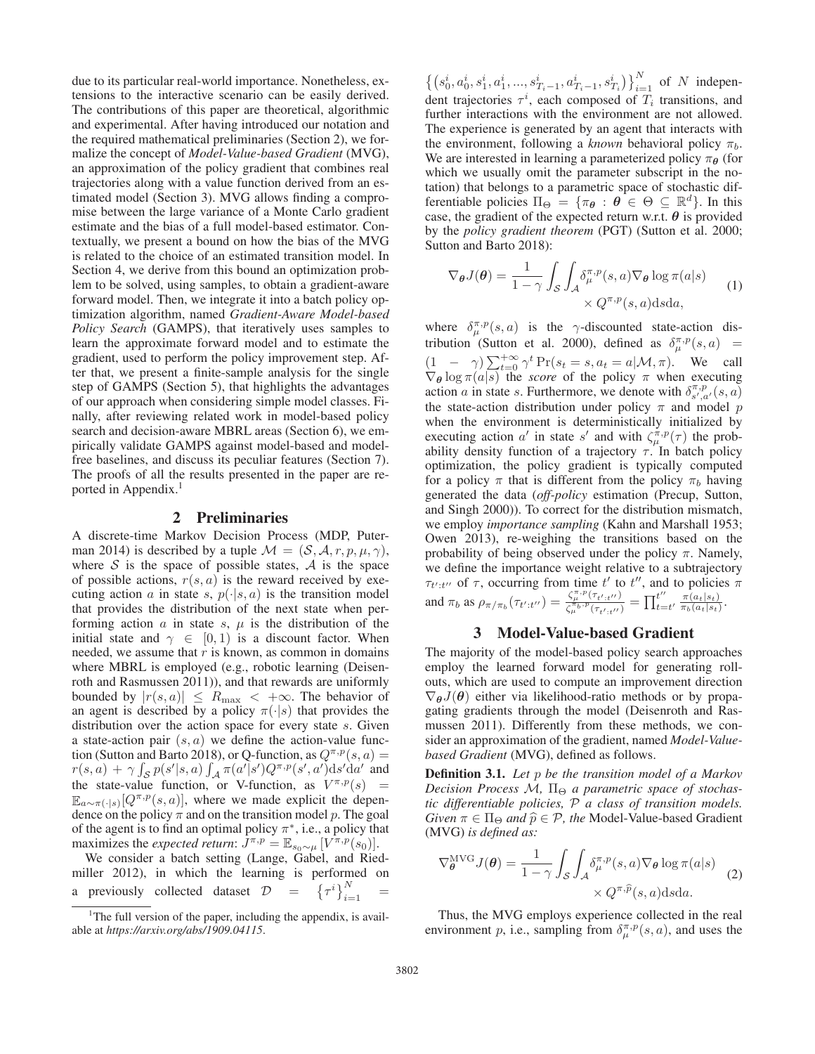due to its particular real-world importance. Nonetheless, extensions to the interactive scenario can be easily derived. The contributions of this paper are theoretical, algorithmic and experimental. After having introduced our notation and the required mathematical preliminaries (Section 2), we formalize the concept of *Model-Value-based Gradient* (MVG), an approximation of the policy gradient that combines real trajectories along with a value function derived from an estimated model (Section 3). MVG allows finding a compromise between the large variance of a Monte Carlo gradient estimate and the bias of a full model-based estimator. Contextually, we present a bound on how the bias of the MVG is related to the choice of an estimated transition model. In Section 4, we derive from this bound an optimization problem to be solved, using samples, to obtain a gradient-aware forward model. Then, we integrate it into a batch policy optimization algorithm, named *Gradient-Aware Model-based Policy Search* (GAMPS), that iteratively uses samples to learn the approximate forward model and to estimate the gradient, used to perform the policy improvement step. After that, we present a finite-sample analysis for the single step of GAMPS (Section 5), that highlights the advantages of our approach when considering simple model classes. Finally, after reviewing related work in model-based policy search and decision-aware MBRL areas (Section 6), we empirically validate GAMPS against model-based and model-free baselines, and discuss its peculiar features (Section 7). The proofs of all the results presented in the paper are reported in Appendix.[1]

## 2 Preliminaries

A discrete-time Markov Decision Process (MDP, Puterman 2014) is described by a tuple $\mathcal{M} = (\mathcal{S}, \mathcal{A}, r, p, \mu, \gamma)$, where $\mathcal{S}$ is the space of possible states, $\mathcal{A}$ is the space of possible actions, $r(s, a)$ is the reward received by executing action $a$ in state $s$, $p(\cdot|s, a)$ is the transition model that provides the distribution of the next state when performing action $a$ in state $s$, $\mu$ is the distribution of the initial state and $\gamma \in [0, 1)$ is a discount factor. When needed, we assume that $r$ is known, as common in domains where MBRL is employed (e.g., robotic learning (Deisenroth and Rasmussen 2011)), and that rewards are uniformly bounded by $|r(s, a)| \leq R_{\max} < +\infty$. The behavior of an agent is described by a policy $\pi(\cdot|s)$ that provides the distribution over the action space for every state $s$. Given a state-action pair $(s, a)$ we define the action-value function (Sutton and Barto 2018), or Q-function, as $Q^{\pi,p}(s, a) = r(s, a) + \gamma \int_{\mathcal{S}} p(s'|s, a) \int_{\mathcal{A}} \pi(a'|s') Q^{\pi,p}(s', a') \mathrm{d}s' \mathrm{d}a'$ and the state-value function, or V-function, as $V^{\pi,p}(s) = \mathbb{E}_{a \sim \pi(\cdot|s)}[Q^{\pi,p}(s, a)]$, where we made explicit the dependence on the policy $\pi$ and on the transition model $p$. The goal of the agent is to find an optimal policy $\pi^*$, i.e., a policy that maximizes the *expected return*: $J^{\pi,p} = \mathbb{E}_{s_0 \sim \mu}[V^{\pi,p}(s_0)]$.

We consider a batch setting (Lange, Gabel, and Riedmiller 2012), in which the learning is performed on a previously collected dataset $\mathcal{D} = \left\{\tau^i\right\}_{i=1}^N = \left\{\left(s_0^i, a_0^i, s_1^i, a_1^i, ..., s_{T_i-1}^i, a_{T_i-1}^i, s_{T_i}^i\right)\right\}_{i=1}^N$ of $N$ independent trajectories $\tau^i$, each composed of $T_i$ transitions, and further interactions with the environment are not allowed. The experience is generated by an agent that interacts with the environment, following a *known* behavioral policy $\pi_b$. We are interested in learning a parameterized policy $\pi_{\boldsymbol{\theta}}$ (for which we usually omit the parameter subscript in the notation) that belongs to a parametric space of stochastic differentiable policies $\Pi_\Theta = \{\pi_{\boldsymbol{\theta}} : \boldsymbol{\theta} \in \Theta \subseteq \mathbb{R}^d\}$. In this case, the gradient of the expected return w.r.t. $\boldsymbol{\theta}$ is provided by the *policy gradient theorem* (PGT) (Sutton et al. 2000; Sutton and Barto 2018):

$$\nabla_{\boldsymbol{\theta}} J(\boldsymbol{\theta}) = \frac{1}{1-\gamma} \int_{\mathcal{S}} \int_{\mathcal{A}} \delta_\mu^{\pi,p}(s, a) \nabla_{\boldsymbol{\theta}} \log \pi(a|s) \times Q^{\pi,p}(s, a) \mathrm{d}s \mathrm{d}a, \tag{1}$$

where $\delta_\mu^{\pi,p}(s, a)$ is the $\gamma$-discounted state-action distribution (Sutton et al. 2000), defined as $\delta_\mu^{\pi,p}(s, a) = (1 - \gamma) \sum_{t=0}^{+\infty} \gamma^t \Pr(s_t = s, a_t = a|\mathcal{M}, \pi)$. We call $\nabla_{\boldsymbol{\theta}} \log \pi(a|s)$ the *score* of the policy $\pi$ when executing action $a$ in state $s$. Furthermore, we denote with $\delta_{s',a'}^{\pi,p}(s, a)$ the state-action distribution under policy $\pi$ and model $p$ when the environment is deterministically initialized by executing action $a'$ in state $s'$ and with $\zeta_\mu^{\pi,p}(\tau)$ the probability density function of a trajectory $\tau$. In batch policy optimization, the policy gradient is typically computed for a policy $\pi$ that is different from the policy $\pi_b$ having generated the data (*off-policy* estimation (Precup, Sutton, and Singh 2000)). To correct for the distribution mismatch, we employ *importance sampling* (Kahn and Marshall 1953; Owen 2013), re-weighing the transitions based on the probability of being observed under the policy $\pi$. Namely, we define the importance weight relative to a subtrajectory $\tau_{t':t''}$ of $\tau$, occurring from time $t'$ to $t''$, and to policies $\pi$ and $\pi_b$ as $\rho_{\pi/\pi_b}(\tau_{t':t''}) = \frac{\zeta_\mu^{\pi,p}(\tau_{t':t''})}{\zeta_\mu^{\pi_b,p}(\tau_{t':t''})} = \prod_{t=t'}^{t''} \frac{\pi(a_t|s_t)}{\pi_b(a_t|s_t)}$.

## 3 Model-Value-based Gradient

The majority of the model-based policy search approaches employ the learned forward model for generating rollouts, which are used to compute an improvement direction $\nabla_{\boldsymbol{\theta}} J(\boldsymbol{\theta})$ either via likelihood-ratio methods or by propagating gradients through the model (Deisenroth and Rasmussen 2011). Differently from these methods, we consider an approximation of the gradient, named *Model-Value-based Gradient* (MVG), defined as follows.

**Definition 3.1.** *Let $p$ be the transition model of a Markov Decision Process $\mathcal{M}$, $\Pi_\Theta$ a parametric space of stochastic differentiable policies, $\mathcal{P}$ a class of transition models. Given $\pi \in \Pi_\Theta$ and $\widehat{p} \in \mathcal{P}$, the* Model-Value-based Gradient *(MVG) is defined as:*

$$\nabla_{\boldsymbol{\theta}}^{\mathrm{MVG}} J(\boldsymbol{\theta}) = \frac{1}{1-\gamma} \int_{\mathcal{S}} \int_{\mathcal{A}} \delta_\mu^{\pi,p}(s, a) \nabla_{\boldsymbol{\theta}} \log \pi(a|s) \times Q^{\pi,\widehat{p}}(s, a) \mathrm{d}s \mathrm{d}a. \tag{2}$$

Thus, the MVG employs experience collected in the real environment $p$, i.e., sampling from $\delta_\mu^{\pi,p}(s, a)$, and uses the

[1] The full version of the paper, including the appendix, is available at *https://arxiv.org/abs/1909.04115*.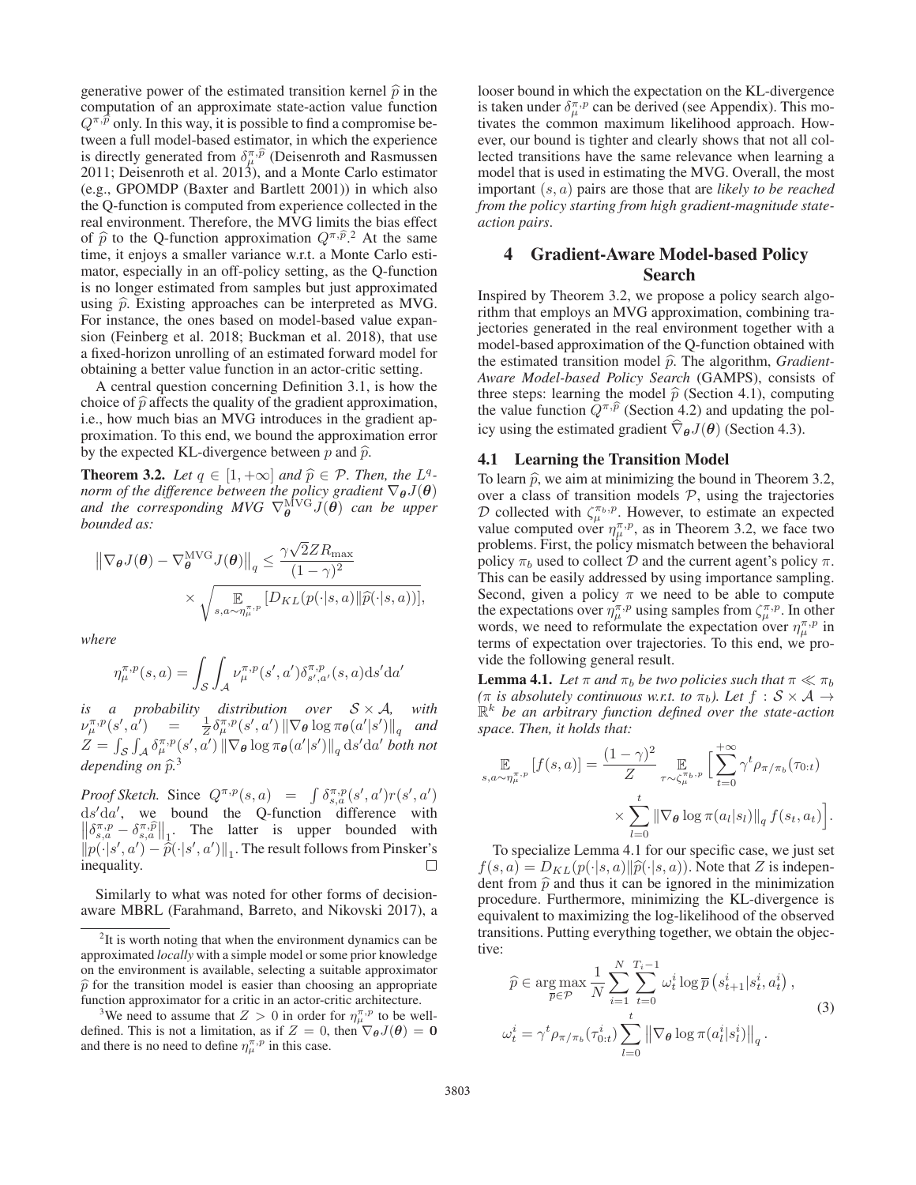generative power of the estimated transition kernel $\widehat{p}$ in the computation of an approximate state-action value function $Q^{\pi,\widehat{p}}$ only. In this way, it is possible to find a compromise between a full model-based estimator, in which the experience is directly generated from $\delta_\mu^{\pi,\widehat{p}}$ (Deisenroth and Rasmussen 2011; Deisenroth et al. 2013), and a Monte Carlo estimator (e.g., GPOMDP (Baxter and Bartlett 2001)) in which also the Q-function is computed from experience collected in the real environment. Therefore, the MVG limits the bias effect of $\widehat{p}$ to the Q-function approximation $Q^{\pi,\widehat{p}}$.[2] At the same time, it enjoys a smaller variance w.r.t. a Monte Carlo estimator, especially in an off-policy setting, as the Q-function is no longer estimated from samples but just approximated using $\widehat{p}$. Existing approaches can be interpreted as MVG. For instance, the ones based on model-based value expansion (Feinberg et al. 2018; Buckman et al. 2018), that use a fixed-horizon unrolling of an estimated forward model for obtaining a better value function in an actor-critic setting.

A central question concerning Definition 3.1, is how the choice of $\widehat{p}$ affects the quality of the gradient approximation, i.e., how much bias an MVG introduces in the gradient approximation. To this end, we bound the approximation error by the expected KL-divergence between $p$ and $\widehat{p}$.

**Theorem 3.2.** *Let $q \in [1, +\infty]$ and $\widehat{p} \in \mathcal{P}$. Then, the $L^q$-norm of the difference between the policy gradient $\nabla_{\boldsymbol{\theta}} J(\boldsymbol{\theta})$ and the corresponding MVG $\nabla_{\boldsymbol{\theta}}^{\mathrm{MVG}} J(\boldsymbol{\theta})$ can be upper bounded as:*

$$\left\| \nabla_{\boldsymbol{\theta}} J(\boldsymbol{\theta}) - \nabla_{\boldsymbol{\theta}}^{\mathrm{MVG}} J(\boldsymbol{\theta}) \right\|_q \leq \frac{\gamma \sqrt{2} Z R_{\max}}{(1-\gamma)^2} \times \sqrt{\mathop{\mathbb{E}}_{s,a \sim \eta_\mu^{\pi,p}} \left[ D_{KL}(p(\cdot|s,a) \| \widehat{p}(\cdot|s,a)) \right]},$$

*where*

$$\eta_\mu^{\pi,p}(s,a) = \int_{\mathcal{S}} \int_{\mathcal{A}} \nu_\mu^{\pi,p}(s',a') \delta_{s',a'}^{\pi,p}(s,a) \mathrm{d}s' \mathrm{d}a'$$

*is a probability distribution over $\mathcal{S} \times \mathcal{A}$, with $\nu_\mu^{\pi,p}(s',a') = \frac{1}{Z} \delta_\mu^{\pi,p}(s',a') \left\| \nabla_{\boldsymbol{\theta}} \log \pi_{\boldsymbol{\theta}}(a'|s') \right\|_q$ and $Z = \int_{\mathcal{S}} \int_{\mathcal{A}} \delta_\mu^{\pi,p}(s',a') \left\| \nabla_{\boldsymbol{\theta}} \log \pi_{\boldsymbol{\theta}}(a'|s') \right\|_q \mathrm{d}s' \mathrm{d}a'$ both not depending on $\widehat{p}$.*[3]

*Proof Sketch.* Since $Q^{\pi,p}(s,a) = \int \delta_{s,a}^{\pi,p}(s',a') r(s',a') \mathrm{d}s' \mathrm{d}a'$, we bound the Q-function difference with $\left\| \delta_{s,a}^{\pi,p} - \delta_{s,a}^{\pi,\widehat{p}} \right\|_1$. The latter is upper bounded with $\| p(\cdot|s',a') - \widehat{p}(\cdot|s',a') \|_1$. The result follows from Pinsker's inequality. □

Similarly to what was noted for other forms of decision-aware MBRL (Farahmand, Barreto, and Nikovski 2017), a looser bound in which the expectation on the KL-divergence is taken under $\delta_\mu^{\pi,p}$ can be derived (see Appendix). This motivates the common maximum likelihood approach. However, our bound is tighter and clearly shows that not all collected transitions have the same relevance when learning a model that is used in estimating the MVG. Overall, the most important $(s, a)$ pairs are those that are *likely to be reached from the policy starting from high gradient-magnitude state-action pairs*.

## 4 Gradient-Aware Model-based Policy Search

Inspired by Theorem 3.2, we propose a policy search algorithm that employs an MVG approximation, combining trajectories generated in the real environment together with a model-based approximation of the Q-function obtained with the estimated transition model $\widehat{p}$. The algorithm, *Gradient-Aware Model-based Policy Search* (GAMPS), consists of three steps: learning the model $\widehat{p}$ (Section 4.1), computing the value function $Q^{\pi,\widehat{p}}$ (Section 4.2) and updating the policy using the estimated gradient $\widehat{\nabla}_{\boldsymbol{\theta}} J(\boldsymbol{\theta})$ (Section 4.3).

### 4.1 Learning the Transition Model

To learn $\widehat{p}$, we aim at minimizing the bound in Theorem 3.2, over a class of transition models $\mathcal{P}$, using the trajectories $\mathcal{D}$ collected with $\zeta_\mu^{\pi_b,p}$. However, to estimate an expected value computed over $\eta_\mu^{\pi,p}$, as in Theorem 3.2, we face two problems. First, the policy mismatch between the behavioral policy $\pi_b$ used to collect $\mathcal{D}$ and the current agent's policy $\pi$. This can be easily addressed by using importance sampling. Second, given a policy $\pi$ we need to be able to compute the expectations over $\eta_\mu^{\pi,p}$ using samples from $\zeta_\mu^{\pi,p}$. In other words, we need to reformulate the expectation over $\eta_\mu^{\pi,p}$ in terms of expectation over trajectories. To this end, we provide the following general result.

**Lemma 4.1.** *Let $\pi$ and $\pi_b$ be two policies such that $\pi \ll \pi_b$ ($\pi$ is absolutely continuous w.r.t. to $\pi_b$). Let $f : \mathcal{S} \times \mathcal{A} \to \mathbb{R}^k$ be an arbitrary function defined over the state-action space. Then, it holds that:*

$$\mathop{\mathbb{E}}_{s,a \sim \eta_\mu^{\pi,p}} [f(s,a)] = \frac{(1-\gamma)^2}{Z} \mathop{\mathbb{E}}_{\tau \sim \zeta_\mu^{\pi_b,p}} \Big[ \sum_{t=0}^{+\infty} \gamma^t \rho_{\pi/\pi_b}(\tau_{0:t}) \times \sum_{l=0}^{t} \left\| \nabla_{\boldsymbol{\theta}} \log \pi(a_l|s_l) \right\|_q f(s_t,a_t) \Big].$$

To specialize Lemma 4.1 for our specific case, we just set $f(s,a) = D_{KL}(p(\cdot|s,a) \| \widehat{p}(\cdot|s,a))$. Note that $Z$ is independent from $\widehat{p}$ and thus it can be ignored in the minimization procedure. Furthermore, minimizing the KL-divergence is equivalent to maximizing the log-likelihood of the observed transitions. Putting everything together, we obtain the objective:

$$\begin{aligned} \widehat{p} &\in \arg\max_{\overline{p} \in \mathcal{P}} \frac{1}{N} \sum_{i=1}^{N} \sum_{t=0}^{T_i - 1} \omega_t^i \log \overline{p}\left(s_{t+1}^i | s_t^i, a_t^i\right), \\ \omega_t^i &= \gamma^t \rho_{\pi/\pi_b}(\tau_{0:t}^i) \sum_{l=0}^{t} \left\| \nabla_{\boldsymbol{\theta}} \log \pi(a_l^i | s_l^i) \right\|_q. \end{aligned} \tag{3}$$

---

[2] It is worth noting that when the environment dynamics can be approximated *locally* with a simple model or some prior knowledge on the environment is available, selecting a suitable approximator $\widehat{p}$ for the transition model is easier than choosing an appropriate function approximator for a critic in an actor-critic architecture.

[3] We need to assume that $Z > 0$ in order for $\eta_\mu^{\pi,p}$ to be well-defined. This is not a limitation, as if $Z = 0$, then $\nabla_{\boldsymbol{\theta}} J(\boldsymbol{\theta}) = \mathbf{0}$ and there is no need to define $\eta_\mu^{\pi,p}$ in this case.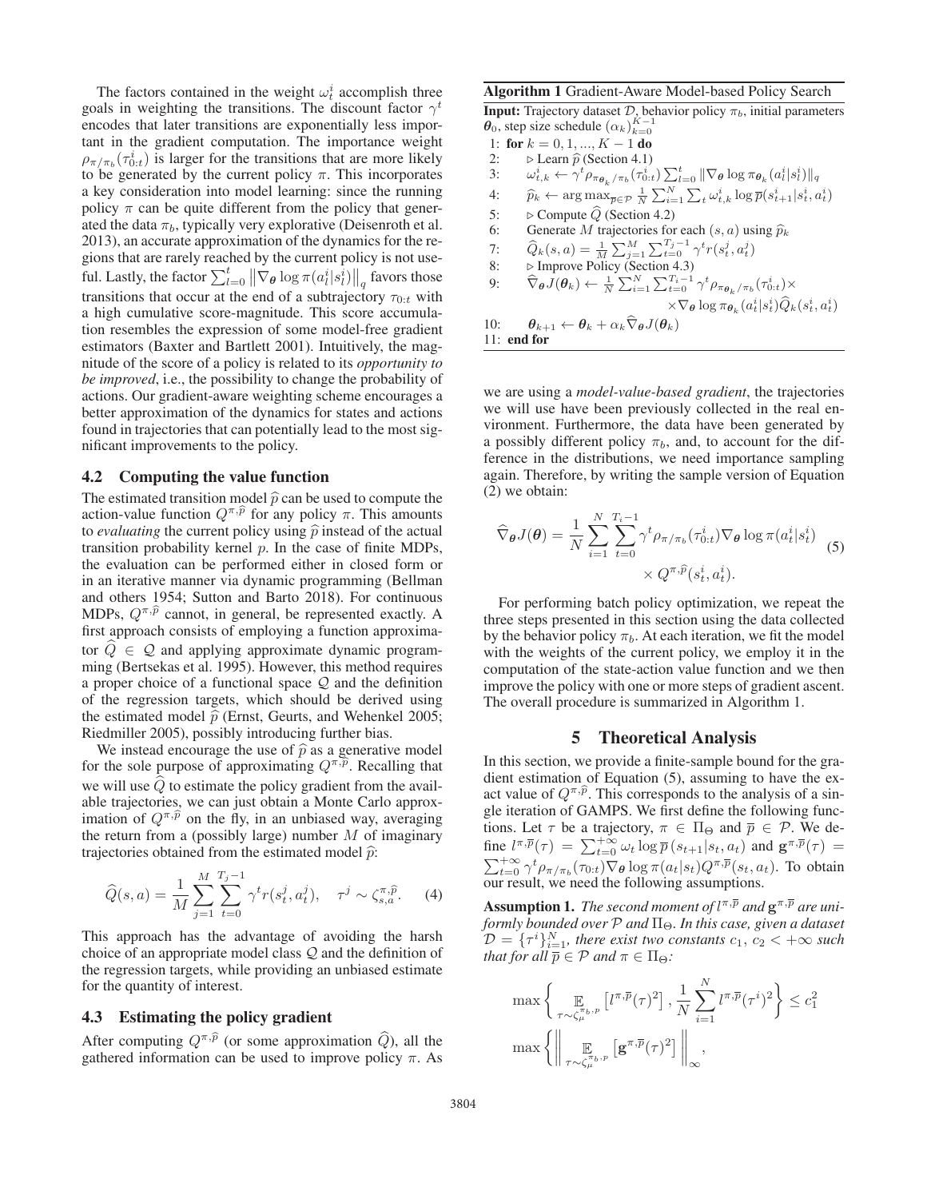The factors contained in the weight $\omega_t^i$ accomplish three goals in weighting the transitions. The discount factor $\gamma^t$ encodes that later transitions are exponentially less important in the gradient computation. The importance weight $\rho_{\pi/\pi_b}(\tau_{0:t}^i)$ is larger for the transitions that are more likely to be generated by the current policy $\pi$. This incorporates a key consideration into model learning: since the running policy $\pi$ can be quite different from the policy that generated the data $\pi_b$, typically very explorative (Deisenroth et al. 2013), an accurate approximation of the dynamics for the regions that are rarely reached by the current policy is not useful. Lastly, the factor $\sum_{l=0}^{t} \left\| \nabla_{\boldsymbol{\theta}} \log \pi(a_l^i|s_l^i) \right\|_q$ favors those transitions that occur at the end of a subtrajectory $\tau_{0:t}$ with a high cumulative score-magnitude. This score accumulation resembles the expression of some model-free gradient estimators (Baxter and Bartlett 2001). Intuitively, the magnitude of the score of a policy is related to its *opportunity to be improved*, i.e., the possibility to change the probability of actions. Our gradient-aware weighting scheme encourages a better approximation of the dynamics for states and actions found in trajectories that can potentially lead to the most significant improvements to the policy.

### 4.2 Computing the value function

The estimated transition model $\widehat{p}$ can be used to compute the action-value function $Q^{\pi,\widehat{p}}$ for any policy $\pi$. This amounts to *evaluating* the current policy using $\widehat{p}$ instead of the actual transition probability kernel $p$. In the case of finite MDPs, the evaluation can be performed either in closed form or in an iterative manner via dynamic programming (Bellman and others 1954; Sutton and Barto 2018). For continuous MDPs, $Q^{\pi,\widehat{p}}$ cannot, in general, be represented exactly. A first approach consists of employing a function approximator $\widehat{Q} \in \mathcal{Q}$ and applying approximate dynamic programming (Bertsekas et al. 1995). However, this method requires a proper choice of a functional space $\mathcal{Q}$ and the definition of the regression targets, which should be derived using the estimated model $\widehat{p}$ (Ernst, Geurts, and Wehenkel 2005; Riedmiller 2005), possibly introducing further bias.

We instead encourage the use of $\widehat{p}$ as a generative model for the sole purpose of approximating $Q^{\pi,\widehat{p}}$. Recalling that we will use $\widehat{Q}$ to estimate the policy gradient from the available trajectories, we can just obtain a Monte Carlo approximation of $Q^{\pi,\widehat{p}}$ on the fly, in an unbiased way, averaging the return from a (possibly large) number $M$ of imaginary trajectories obtained from the estimated model $\widehat{p}$:

$$\widehat{Q}(s,a) = \frac{1}{M}\sum_{j=1}^{M}\sum_{t=0}^{T_j-1}\gamma^t r(s_t^j, a_t^j), \quad \tau^j \sim \zeta_{s,a}^{\pi,\widehat{p}}. \tag{4}$$

This approach has the advantage of avoiding the harsh choice of an appropriate model class $\mathcal{Q}$ and the definition of the regression targets, while providing an unbiased estimate for the quantity of interest.

### 4.3 Estimating the policy gradient

After computing $Q^{\pi,\widehat{p}}$ (or some approximation $\widehat{Q}$), all the gathered information can be used to improve policy $\pi$. As

**Algorithm 1** Gradient-Aware Model-based Policy Search

**Input:** Trajectory dataset $\mathcal{D}$, behavior policy $\pi_b$, initial parameters $\boldsymbol{\theta}_0$, step size schedule $(\alpha_k)_{k=0}^{K-1}$

```
1: for k = 0, 1, ..., K − 1 do
2:     ▷ Learn p̂ (Section 4.1)
3:     ω^i_{t,k} ← γ^t ρ_{π_{θ_k}/π_b}(τ^i_{0:t}) Σ_{l=0}^{t} ‖∇_θ log π_{θ_k}(a^i_l|s^i_l)‖_q
4:     p̂_k ← argmax_{p̄∈P} (1/N) Σ_{i=1}^{N} Σ_t ω^i_{t,k} log p̄(s^i_{t+1}|s^i_t, a^i_t)
5:     ▷ Compute Q̂ (Section 4.2)
6:     Generate M trajectories for each (s, a) using p̂_k
7:     Q̂_k(s, a) = (1/M) Σ_{j=1}^{M} Σ_{t=0}^{T_j−1} γ^t r(s^j_t, a^j_t)
8:     ▷ Improve Policy (Section 4.3)
9:     ∇̂_θ J(θ_k) ← (1/N) Σ_{i=1}^{N} Σ_{t=0}^{T_i−1} γ^t ρ_{π_{θ_k}/π_b}(τ^i_{0:t}) ×
                  × ∇_θ log π_{θ_k}(a^i_t|s^i_t) Q̂_k(s^i_t, a^i_t)
10:    θ_{k+1} ← θ_k + α_k ∇̂_θ J(θ_k)
11: end for
```

we are using a *model-value-based gradient*, the trajectories we will use have been previously collected in the real environment. Furthermore, the data have been generated by a possibly different policy $\pi_b$, and, to account for the difference in the distributions, we need importance sampling again. Therefore, by writing the sample version of Equation (2) we obtain:

$$\widehat{\nabla}_{\boldsymbol{\theta}} J(\boldsymbol{\theta}) = \frac{1}{N}\sum_{i=1}^{N}\sum_{t=0}^{T_i-1}\gamma^t \rho_{\pi/\pi_b}(\tau_{0:t}^i)\nabla_{\boldsymbol{\theta}}\log\pi(a_t^i|s_t^i) \times Q^{\pi,\widehat{p}}(s_t^i, a_t^i). \tag{5}$$

For performing batch policy optimization, we repeat the three steps presented in this section using the data collected by the behavior policy $\pi_b$. At each iteration, we fit the model with the weights of the current policy, we employ it in the computation of the state-action value function and we then improve the policy with one or more steps of gradient ascent. The overall procedure is summarized in Algorithm 1.

## 5 Theoretical Analysis

In this section, we provide a finite-sample bound for the gradient estimation of Equation (5), assuming to have the exact value of $Q^{\pi,\widehat{p}}$. This corresponds to the analysis of a single iteration of GAMPS. We first define the following functions. Let $\tau$ be a trajectory, $\pi \in \Pi_\Theta$ and $\overline{p} \in \mathcal{P}$. We define $l^{\pi,\overline{p}}(\tau) = \sum_{t=0}^{+\infty}\omega_t \log \overline{p}\left(s_{t+1}|s_t, a_t\right)$ and $\mathbf{g}^{\pi,\overline{p}}(\tau) = \sum_{t=0}^{+\infty}\gamma^t \rho_{\pi/\pi_b}(\tau_{0:t})\nabla_{\boldsymbol{\theta}}\log\pi(a_t|s_t)Q^{\pi,\overline{p}}(s_t,a_t)$. To obtain our result, we need the following assumptions.

**Assumption 1.** *The second moment of $l^{\pi,\overline{p}}$ and $\mathbf{g}^{\pi,\overline{p}}$ are uniformly bounded over $\mathcal{P}$ and $\Pi_\Theta$. In this case, given a dataset $\mathcal{D} = \{\tau^i\}_{i=1}^N$, there exist two constants $c_1$, $c_2 < +\infty$ such that for all $\overline{p} \in \mathcal{P}$ and $\pi \in \Pi_\Theta$:*

$$\max\left\{ \mathop{\mathbb{E}}_{\tau\sim\zeta_\mu^{\pi_b,p}}\left[l^{\pi,\overline{p}}(\tau)^2\right], \frac{1}{N}\sum_{i=1}^{N} l^{\pi,\overline{p}}(\tau^i)^2 \right\} \leq c_1^2$$

$$\max\left\{ \left\| \mathop{\mathbb{E}}_{\tau\sim\zeta_\mu^{\pi_b,p}}\left[\mathbf{g}^{\pi,\overline{p}}(\tau)^2\right] \right\|_\infty, \right.$$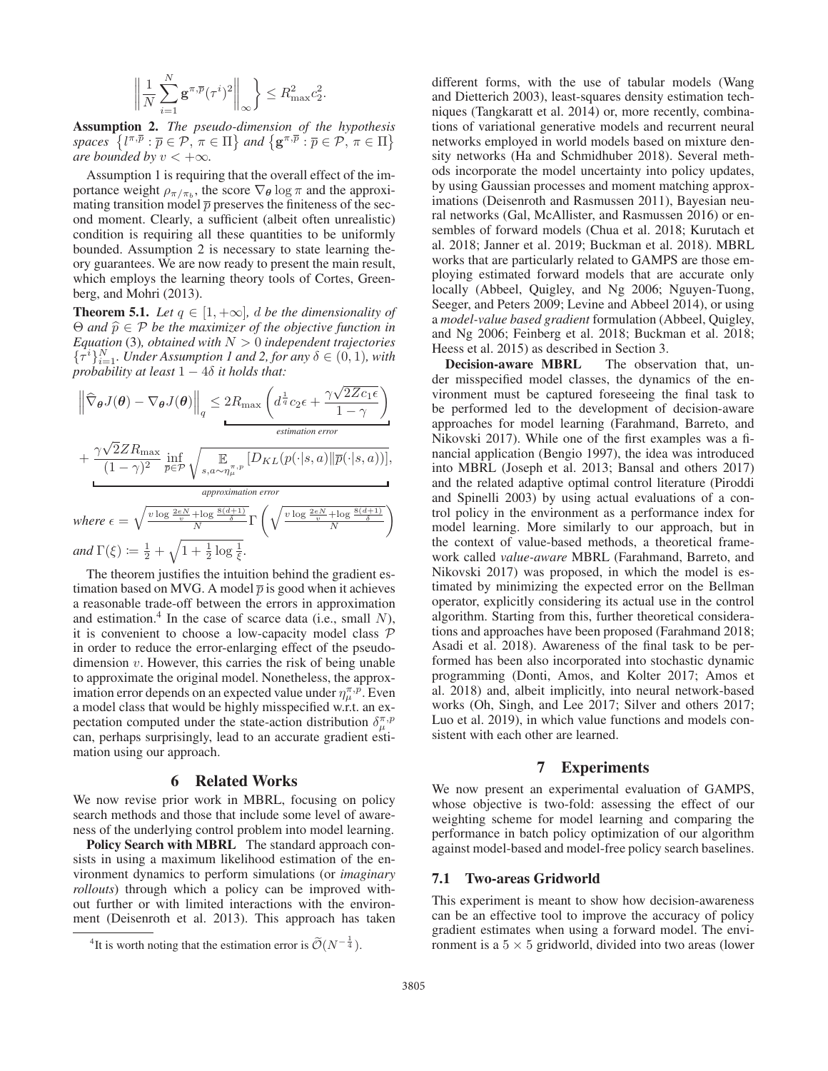$$\left\| \frac{1}{N} \sum_{i=1}^{N} \mathbf{g}^{\pi, \overline{p}}(\tau^i)^2 \right\|_\infty \right\} \leq R_{\max}^2 c_2^2.$$

**Assumption 2.** *The pseudo-dimension of the hypothesis spaces* $\left\{ l^{\pi, \overline{p}} : \overline{p} \in \mathcal{P}, \pi \in \Pi \right\}$ *and* $\left\{ \mathbf{g}^{\pi, \overline{p}} : \overline{p} \in \mathcal{P}, \pi \in \Pi \right\}$ *are bounded by* $v < +\infty$.

Assumption 1 is requiring that the overall effect of the importance weight $\rho_{\pi/\pi_b}$, the score $\nabla_{\boldsymbol{\theta}} \log \pi$ and the approximating transition model $\overline{p}$ preserves the finiteness of the second moment. Clearly, a sufficient (albeit often unrealistic) condition is requiring all these quantities to be uniformly bounded. Assumption 2 is necessary to state learning theory guarantees. We are now ready to present the main result, which employs the learning theory tools of Cortes, Greenberg, and Mohri (2013).

**Theorem 5.1.** *Let* $q \in [1, +\infty]$*,* $d$ *be the dimensionality of* $\Theta$ *and* $\widehat{p} \in \mathcal{P}$ *be the maximizer of the objective function in Equation* (3)*, obtained with* $N > 0$ *independent trajectories* $\{\tau^i\}_{i=1}^N$*. Under Assumption 1 and 2, for any* $\delta \in (0, 1)$*, with probability at least* $1 - 4\delta$ *it holds that:*

$$\left\| \widehat{\nabla}_{\boldsymbol{\theta}} J(\boldsymbol{\theta}) - \nabla_{\boldsymbol{\theta}} J(\boldsymbol{\theta}) \right\|_q \leq \underbrace{2 R_{\max} \left( d^{\frac{1}{q}} c_2 \epsilon + \frac{\gamma \sqrt{2 Z c_1 \epsilon}}{1 - \gamma} \right)}_{\text{estimation error}}$$

$$+ \underbrace{\frac{\gamma \sqrt{2} Z R_{\max}}{(1 - \gamma)^2} \inf_{\overline{p} \in \mathcal{P}} \sqrt{\mathop{\mathbb{E}}_{s, a \sim \eta_\mu^{\pi, p}} \left[ D_{KL}(p(\cdot|s, a) \| \overline{p}(\cdot|s, a)) \right]}}_{\text{approximation error}},$$

*where* $\epsilon = \sqrt{\frac{v \log \frac{2eN}{v} + \log \frac{8(d+1)}{\delta}}{N}} \Gamma \left( \sqrt{\frac{v \log \frac{2eN}{v} + \log \frac{8(d+1)}{\delta}}{N}} \right)$ *and* $\Gamma(\xi) := \frac{1}{2} + \sqrt{1 + \frac{1}{2} \log \frac{1}{\xi}}$.

The theorem justifies the intuition behind the gradient estimation based on MVG. A model $\overline{p}$ is good when it achieves a reasonable trade-off between the errors in approximation and estimation.[4] In the case of scarce data (i.e., small $N$), it is convenient to choose a low-capacity model class $\mathcal{P}$ in order to reduce the error-enlarging effect of the pseudo-dimension $v$. However, this carries the risk of being unable to approximate the original model. Nonetheless, the approximation error depends on an expected value under $\eta_\mu^{\pi, p}$. Even a model class that would be highly misspecified w.r.t. an expectation computed under the state-action distribution $\delta_\mu^{\pi, p}$ can, perhaps surprisingly, lead to an accurate gradient estimation using our approach.

## 6 Related Works

We now revise prior work in MBRL, focusing on policy search methods and those that include some level of awareness of the underlying control problem into model learning.

**Policy Search with MBRL** The standard approach consists in using a maximum likelihood estimation of the environment dynamics to perform simulations (or *imaginary rollouts*) through which a policy can be improved without further or with limited interactions with the environment (Deisenroth et al. 2013). This approach has taken different forms, with the use of tabular models (Wang and Dietterich 2003), least-squares density estimation techniques (Tangkaratt et al. 2014) or, more recently, combinations of variational generative models and recurrent neural networks employed in world models based on mixture density networks (Ha and Schmidhuber 2018). Several methods incorporate the model uncertainty into policy updates, by using Gaussian processes and moment matching approximations (Deisenroth and Rasmussen 2011), Bayesian neural networks (Gal, McAllister, and Rasmussen 2016) or ensembles of forward models (Chua et al. 2018; Kurutach et al. 2018; Janner et al. 2019; Buckman et al. 2018). MBRL works that are particularly related to GAMPS are those employing estimated forward models that are accurate only locally (Abbeel, Quigley, and Ng 2006; Nguyen-Tuong, Seeger, and Peters 2009; Levine and Abbeel 2014), or using a *model-value based gradient* formulation (Abbeel, Quigley, and Ng 2006; Feinberg et al. 2018; Buckman et al. 2018; Heess et al. 2015) as described in Section 3.

**Decision-aware MBRL** The observation that, under misspecified model classes, the dynamics of the environment must be captured foreseeing the final task to be performed led to the development of decision-aware approaches for model learning (Farahmand, Barreto, and Nikovski 2017). While one of the first examples was a financial application (Bengio 1997), the idea was introduced into MBRL (Joseph et al. 2013; Bansal and others 2017) and the related adaptive optimal control literature (Piroddi and Spinelli 2003) by using actual evaluations of a control policy in the environment as a performance index for model learning. More similarly to our approach, but in the context of value-based methods, a theoretical framework called *value-aware* MBRL (Farahmand, Barreto, and Nikovski 2017) was proposed, in which the model is estimated by minimizing the expected error on the Bellman operator, explicitly considering its actual use in the control algorithm. Starting from this, further theoretical considerations and approaches have been proposed (Farahmand 2018; Asadi et al. 2018). Awareness of the final task to be performed has been also incorporated into stochastic dynamic programming (Donti, Amos, and Kolter 2017; Amos et al. 2018) and, albeit implicitly, into neural network-based works (Oh, Singh, and Lee 2017; Silver and others 2017; Luo et al. 2019), in which value functions and models consistent with each other are learned.

## 7 Experiments

We now present an experimental evaluation of GAMPS, whose objective is two-fold: assessing the effect of our weighting scheme for model learning and comparing the performance in batch policy optimization of our algorithm against model-based and model-free policy search baselines.

### 7.1 Two-areas Gridworld

This experiment is meant to show how decision-awareness can be an effective tool to improve the accuracy of policy gradient estimates when using a forward model. The environment is a $5 \times 5$ gridworld, divided into two areas (lower

[4] It is worth noting that the estimation error is $\widetilde{\mathcal{O}}(N^{-\frac{1}{4}})$.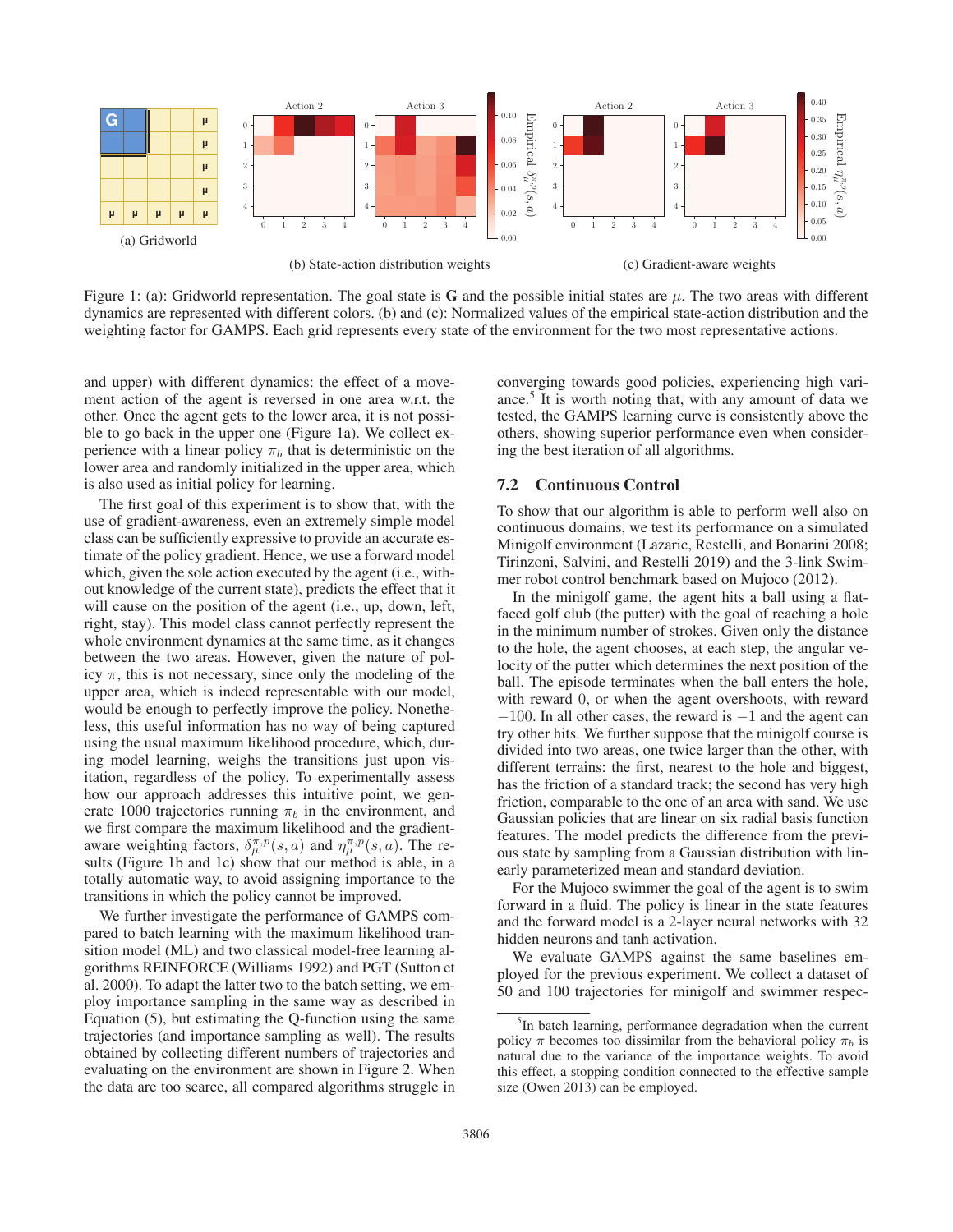(a) Gridworld

(b) State-action distribution weights

(c) Gradient-aware weights

Figure 1: (a): Gridworld representation. The goal state is **G** and the possible initial states are $\mu$. The two areas with different dynamics are represented with different colors. (b) and (c): Normalized values of the empirical state-action distribution and the weighting factor for GAMPS. Each grid represents every state of the environment for the two most representative actions.

and upper) with different dynamics: the effect of a movement action of the agent is reversed in one area w.r.t. the other. Once the agent gets to the lower area, it is not possible to go back in the upper one (Figure 1a). We collect experience with a linear policy $\pi_b$ that is deterministic on the lower area and randomly initialized in the upper area, which is also used as initial policy for learning.

The first goal of this experiment is to show that, with the use of gradient-awareness, even an extremely simple model class can be sufficiently expressive to provide an accurate estimate of the policy gradient. Hence, we use a forward model which, given the sole action executed by the agent (i.e., without knowledge of the current state), predicts the effect that it will cause on the position of the agent (i.e., up, down, left, right, stay). This model class cannot perfectly represent the whole environment dynamics at the same time, as it changes between the two areas. However, given the nature of policy $\pi$, this is not necessary, since only the modeling of the upper area, which is indeed representable with our model, would be enough to perfectly improve the policy. Nonetheless, this useful information has no way of being captured using the usual maximum likelihood procedure, which, during model learning, weighs the transitions just upon visitation, regardless of the policy. To experimentally assess how our approach addresses this intuitive point, we generate 1000 trajectories running $\pi_b$ in the environment, and we first compare the maximum likelihood and the gradient-aware weighting factors, $\delta_\mu^{\pi,p}(s,a)$ and $\eta_\mu^{\pi,p}(s,a)$. The results (Figure 1b and 1c) show that our method is able, in a totally automatic way, to avoid assigning importance to the transitions in which the policy cannot be improved.

We further investigate the performance of GAMPS compared to batch learning with the maximum likelihood transition model (ML) and two classical model-free learning algorithms REINFORCE (Williams 1992) and PGT (Sutton et al. 2000). To adapt the latter two to the batch setting, we employ importance sampling in the same way as described in Equation (5), but estimating the Q-function using the same trajectories (and importance sampling as well). The results obtained by collecting different numbers of trajectories and evaluating on the environment are shown in Figure 2. When the data are too scarce, all compared algorithms struggle in converging towards good policies, experiencing high variance.[5] It is worth noting that, with any amount of data we tested, the GAMPS learning curve is consistently above the others, showing superior performance even when considering the best iteration of all algorithms.

## 7.2 Continuous Control

To show that our algorithm is able to perform well also on continuous domains, we test its performance on a simulated Minigolf environment (Lazaric, Restelli, and Bonarini 2008; Tirinzoni, Salvini, and Restelli 2019) and the 3-link Swimmer robot control benchmark based on Mujoco (2012).

In the minigolf game, the agent hits a ball using a flat-faced golf club (the putter) with the goal of reaching a hole in the minimum number of strokes. Given only the distance to the hole, the agent chooses, at each step, the angular velocity of the putter which determines the next position of the ball. The episode terminates when the ball enters the hole, with reward 0, or when the agent overshoots, with reward $-100$. In all other cases, the reward is $-1$ and the agent can try other hits. We further suppose that the minigolf course is divided into two areas, one twice larger than the other, with different terrains: the first, nearest to the hole and biggest, has the friction of a standard track; the second has very high friction, comparable to the one of an area with sand. We use Gaussian policies that are linear on six radial basis function features. The model predicts the difference from the previous state by sampling from a Gaussian distribution with linearly parameterized mean and standard deviation.

For the Mujoco swimmer the goal of the agent is to swim forward in a fluid. The policy is linear in the state features and the forward model is a 2-layer neural networks with 32 hidden neurons and tanh activation.

We evaluate GAMPS against the same baselines employed for the previous experiment. We collect a dataset of 50 and 100 trajectories for minigolf and swimmer respec-

[5] In batch learning, performance degradation when the current policy $\pi$ becomes too dissimilar from the behavioral policy $\pi_b$ is natural due to the variance of the importance weights. To avoid this effect, a stopping condition connected to the effective sample size (Owen 2013) can be employed.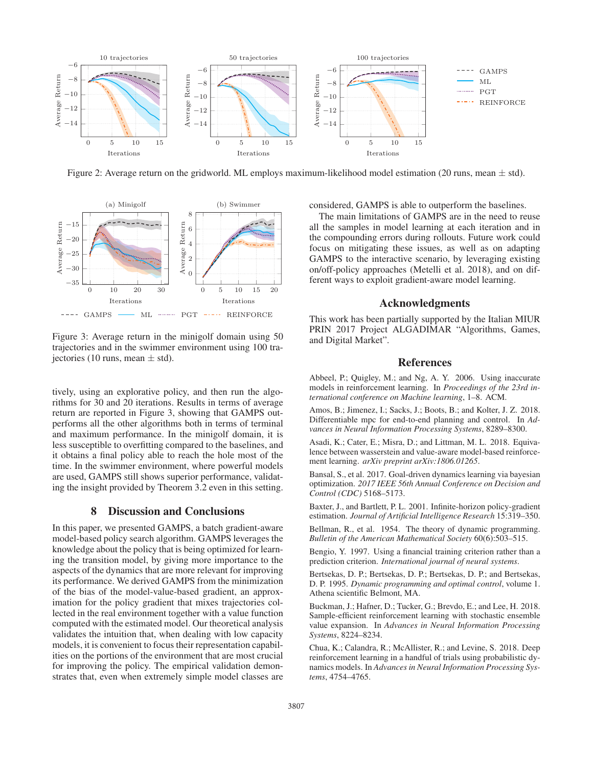Figure 2: Average return on the gridworld. ML employs maximum-likelihood model estimation (20 runs, mean ± std).

Figure 3: Average return in the minigolf domain using 50 trajectories and in the swimmer environment using 100 trajectories (10 runs, mean ± std).

tively, using an explorative policy, and then run the algorithms for 30 and 20 iterations. Results in terms of average return are reported in Figure 3, showing that GAMPS outperforms all the other algorithms both in terms of terminal and maximum performance. In the minigolf domain, it is less susceptible to overfitting compared to the baselines, and it obtains a final policy able to reach the hole most of the time. In the swimmer environment, where powerful models are used, GAMPS still shows superior performance, validating the insight provided by Theorem 3.2 even in this setting.

## 8 Discussion and Conclusions

In this paper, we presented GAMPS, a batch gradient-aware model-based policy search algorithm. GAMPS leverages the knowledge about the policy that is being optimized for learning the transition model, by giving more importance to the aspects of the dynamics that are more relevant for improving its performance. We derived GAMPS from the minimization of the bias of the model-value-based gradient, an approximation for the policy gradient that mixes trajectories collected in the real environment together with a value function computed with the estimated model. Our theoretical analysis validates the intuition that, when dealing with low capacity models, it is convenient to focus their representation capabilities on the portions of the environment that are most crucial for improving the policy. The empirical validation demonstrates that, even when extremely simple model classes are considered, GAMPS is able to outperform the baselines.

The main limitations of GAMPS are in the need to reuse all the samples in model learning at each iteration and in the compounding errors during rollouts. Future work could focus on mitigating these issues, as well as on adapting GAMPS to the interactive scenario, by leveraging existing on/off-policy approaches (Metelli et al. 2018), and on different ways to exploit gradient-aware model learning.

## Acknowledgments

This work has been partially supported by the Italian MIUR PRIN 2017 Project ALGADIMAR "Algorithms, Games, and Digital Market".

## References

Abbeel, P.; Quigley, M.; and Ng, A. Y. 2006. Using inaccurate models in reinforcement learning. In *Proceedings of the 23rd international conference on Machine learning*, 1–8. ACM.

Amos, B.; Jimenez, I.; Sacks, J.; Boots, B.; and Kolter, J. Z. 2018. Differentiable mpc for end-to-end planning and control. In *Advances in Neural Information Processing Systems*, 8289–8300.

Asadi, K.; Cater, E.; Misra, D.; and Littman, M. L. 2018. Equivalence between wasserstein and value-aware model-based reinforcement learning. *arXiv preprint arXiv:1806.01265*.

Bansal, S., et al. 2017. Goal-driven dynamics learning via bayesian optimization. *2017 IEEE 56th Annual Conference on Decision and Control (CDC)* 5168–5173.

Baxter, J., and Bartlett, P. L. 2001. Infinite-horizon policy-gradient estimation. *Journal of Artificial Intelligence Research* 15:319–350.

Bellman, R., et al. 1954. The theory of dynamic programming. *Bulletin of the American Mathematical Society* 60(6):503–515.

Bengio, Y. 1997. Using a financial training criterion rather than a prediction criterion. *International journal of neural systems*.

Bertsekas, D. P.; Bertsekas, D. P.; Bertsekas, D. P.; and Bertsekas, D. P. 1995. *Dynamic programming and optimal control*, volume 1. Athena scientific Belmont, MA.

Buckman, J.; Hafner, D.; Tucker, G.; Brevdo, E.; and Lee, H. 2018. Sample-efficient reinforcement learning with stochastic ensemble value expansion. In *Advances in Neural Information Processing Systems*, 8224–8234.

Chua, K.; Calandra, R.; McAllister, R.; and Levine, S. 2018. Deep reinforcement learning in a handful of trials using probabilistic dynamics models. In *Advances in Neural Information Processing Systems*, 4754–4765.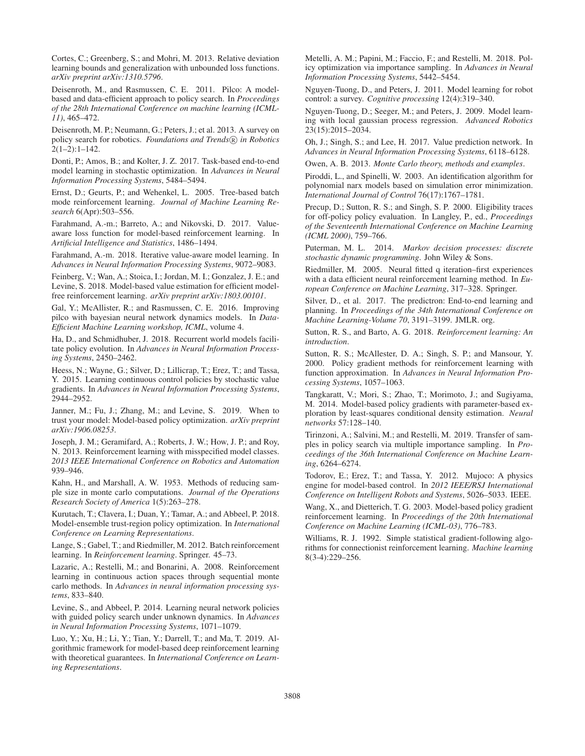Cortes, C.; Greenberg, S.; and Mohri, M. 2013. Relative deviation learning bounds and generalization with unbounded loss functions. *arXiv preprint arXiv:1310.5796*.

Deisenroth, M., and Rasmussen, C. E. 2011. Pilco: A model-based and data-efficient approach to policy search. In *Proceedings of the 28th International Conference on machine learning (ICML-11)*, 465–472.

Deisenroth, M. P.; Neumann, G.; Peters, J.; et al. 2013. A survey on policy search for robotics. *Foundations and Trends® in Robotics* 2(1–2):1–142.

Donti, P.; Amos, B.; and Kolter, J. Z. 2017. Task-based end-to-end model learning in stochastic optimization. In *Advances in Neural Information Processing Systems*, 5484–5494.

Ernst, D.; Geurts, P.; and Wehenkel, L. 2005. Tree-based batch mode reinforcement learning. *Journal of Machine Learning Research* 6(Apr):503–556.

Farahmand, A.-m.; Barreto, A.; and Nikovski, D. 2017. Value-aware loss function for model-based reinforcement learning. In *Artificial Intelligence and Statistics*, 1486–1494.

Farahmand, A.-m. 2018. Iterative value-aware model learning. In *Advances in Neural Information Processing Systems*, 9072–9083.

Feinberg, V.; Wan, A.; Stoica, I.; Jordan, M. I.; Gonzalez, J. E.; and Levine, S. 2018. Model-based value estimation for efficient model-free reinforcement learning. *arXiv preprint arXiv:1803.00101*.

Gal, Y.; McAllister, R.; and Rasmussen, C. E. 2016. Improving pilco with bayesian neural network dynamics models. In *Data-Efficient Machine Learning workshop, ICML*, volume 4.

Ha, D., and Schmidhuber, J. 2018. Recurrent world models facilitate policy evolution. In *Advances in Neural Information Processing Systems*, 2450–2462.

Heess, N.; Wayne, G.; Silver, D.; Lillicrap, T.; Erez, T.; and Tassa, Y. 2015. Learning continuous control policies by stochastic value gradients. In *Advances in Neural Information Processing Systems*, 2944–2952.

Janner, M.; Fu, J.; Zhang, M.; and Levine, S. 2019. When to trust your model: Model-based policy optimization. *arXiv preprint arXiv:1906.08253*.

Joseph, J. M.; Geramifard, A.; Roberts, J. W.; How, J. P.; and Roy, N. 2013. Reinforcement learning with misspecified model classes. *2013 IEEE International Conference on Robotics and Automation* 939–946.

Kahn, H., and Marshall, A. W. 1953. Methods of reducing sample size in monte carlo computations. *Journal of the Operations Research Society of America* 1(5):263–278.

Kurutach, T.; Clavera, I.; Duan, Y.; Tamar, A.; and Abbeel, P. 2018. Model-ensemble trust-region policy optimization. In *International Conference on Learning Representations*.

Lange, S.; Gabel, T.; and Riedmiller, M. 2012. Batch reinforcement learning. In *Reinforcement learning*. Springer. 45–73.

Lazaric, A.; Restelli, M.; and Bonarini, A. 2008. Reinforcement learning in continuous action spaces through sequential monte carlo methods. In *Advances in neural information processing systems*, 833–840.

Levine, S., and Abbeel, P. 2014. Learning neural network policies with guided policy search under unknown dynamics. In *Advances in Neural Information Processing Systems*, 1071–1079.

Luo, Y.; Xu, H.; Li, Y.; Tian, Y.; Darrell, T.; and Ma, T. 2019. Algorithmic framework for model-based deep reinforcement learning with theoretical guarantees. In *International Conference on Learning Representations*.

Metelli, A. M.; Papini, M.; Faccio, F.; and Restelli, M. 2018. Policy optimization via importance sampling. In *Advances in Neural Information Processing Systems*, 5442–5454.

Nguyen-Tuong, D., and Peters, J. 2011. Model learning for robot control: a survey. *Cognitive processing* 12(4):319–340.

Nguyen-Tuong, D.; Seeger, M.; and Peters, J. 2009. Model learning with local gaussian process regression. *Advanced Robotics* 23(15):2015–2034.

Oh, J.; Singh, S.; and Lee, H. 2017. Value prediction network. In *Advances in Neural Information Processing Systems*, 6118–6128.

Owen, A. B. 2013. *Monte Carlo theory, methods and examples*.

Piroddi, L., and Spinelli, W. 2003. An identification algorithm for polynomial narx models based on simulation error minimization. *International Journal of Control* 76(17):1767–1781.

Precup, D.; Sutton, R. S.; and Singh, S. P. 2000. Eligibility traces for off-policy policy evaluation. In Langley, P., ed., *Proceedings of the Seventeenth International Conference on Machine Learning (ICML 2000)*, 759–766.

Puterman, M. L. 2014. *Markov decision processes: discrete stochastic dynamic programming*. John Wiley & Sons.

Riedmiller, M. 2005. Neural fitted q iteration–first experiences with a data efficient neural reinforcement learning method. In *European Conference on Machine Learning*, 317–328. Springer.

Silver, D., et al. 2017. The predictron: End-to-end learning and planning. In *Proceedings of the 34th International Conference on Machine Learning-Volume 70*, 3191–3199. JMLR. org.

Sutton, R. S., and Barto, A. G. 2018. *Reinforcement learning: An introduction*.

Sutton, R. S.; McAllester, D. A.; Singh, S. P.; and Mansour, Y. 2000. Policy gradient methods for reinforcement learning with function approximation. In *Advances in Neural Information Processing Systems*, 1057–1063.

Tangkaratt, V.; Mori, S.; Zhao, T.; Morimoto, J.; and Sugiyama, M. 2014. Model-based policy gradients with parameter-based exploration by least-squares conditional density estimation. *Neural networks* 57:128–140.

Tirinzoni, A.; Salvini, M.; and Restelli, M. 2019. Transfer of samples in policy search via multiple importance sampling. In *Proceedings of the 36th International Conference on Machine Learning*, 6264–6274.

Todorov, E.; Erez, T.; and Tassa, Y. 2012. Mujoco: A physics engine for model-based control. In *2012 IEEE/RSJ International Conference on Intelligent Robots and Systems*, 5026–5033. IEEE.

Wang, X., and Dietterich, T. G. 2003. Model-based policy gradient reinforcement learning. In *Proceedings of the 20th International Conference on Machine Learning (ICML-03)*, 776–783.

Williams, R. J. 1992. Simple statistical gradient-following algorithms for connectionist reinforcement learning. *Machine learning* 8(3-4):229–256.